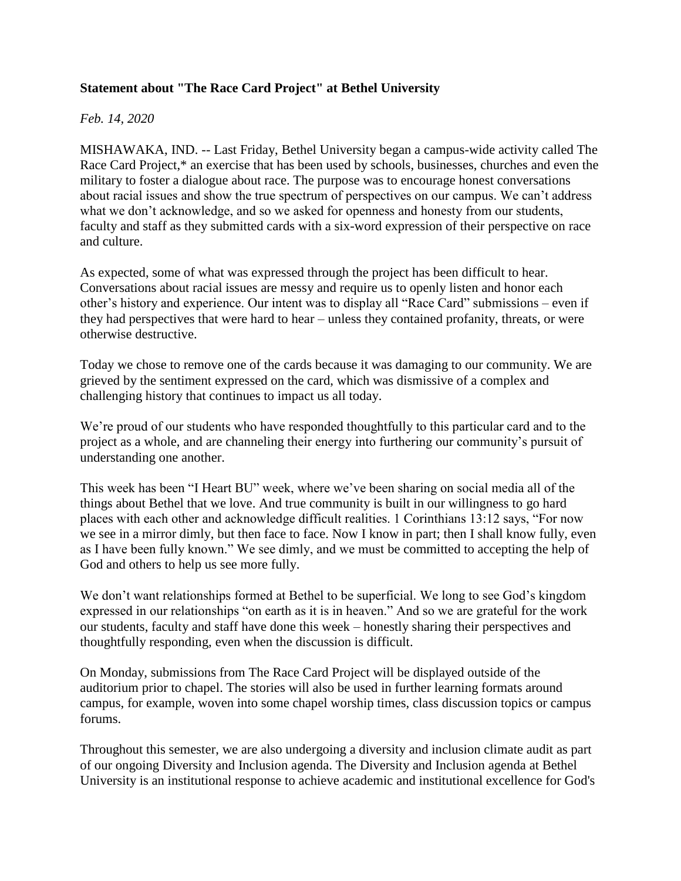**Statement about "The Race Card Project" at Bethel University**

*Feb. 14, 2020*

MISHAWAKA, IND. -- Last Friday, Bethel University began a campus-wide activity called The Race Card Project,* an exercise that has been used by schools, businesses, churches and even the military to foster a dialogue about race. The purpose was to encourage honest conversations about racial issues and show the true spectrum of perspectives on our campus. We can't address what we don't acknowledge, and so we asked for openness and honesty from our students, faculty and staff as they submitted cards with a six-word expression of their perspective on race and culture.

As expected, some of what was expressed through the project has been difficult to hear. Conversations about racial issues are messy and require us to openly listen and honor each other's history and experience. Our intent was to display all "Race Card" submissions – even if they had perspectives that were hard to hear – unless they contained profanity, threats, or were otherwise destructive.

Today we chose to remove one of the cards because it was damaging to our community. We are grieved by the sentiment expressed on the card, which was dismissive of a complex and challenging history that continues to impact us all today.

We're proud of our students who have responded thoughtfully to this particular card and to the project as a whole, and are channeling their energy into furthering our community's pursuit of understanding one another.

This week has been "I Heart BU" week, where we've been sharing on social media all of the things about Bethel that we love. And true community is built in our willingness to go hard places with each other and acknowledge difficult realities. 1 Corinthians 13:12 says, "For now we see in a mirror dimly, but then face to face. Now I know in part; then I shall know fully, even as I have been fully known." We see dimly, and we must be committed to accepting the help of God and others to help us see more fully.

We don't want relationships formed at Bethel to be superficial. We long to see God's kingdom expressed in our relationships "on earth as it is in heaven." And so we are grateful for the work our students, faculty and staff have done this week – honestly sharing their perspectives and thoughtfully responding, even when the discussion is difficult.

On Monday, submissions from The Race Card Project will be displayed outside of the auditorium prior to chapel. The stories will also be used in further learning formats around campus, for example, woven into some chapel worship times, class discussion topics or campus forums.

Throughout this semester, we are also undergoing a diversity and inclusion climate audit as part of our ongoing Diversity and Inclusion agenda. The Diversity and Inclusion agenda at Bethel University is an institutional response to achieve academic and institutional excellence for God's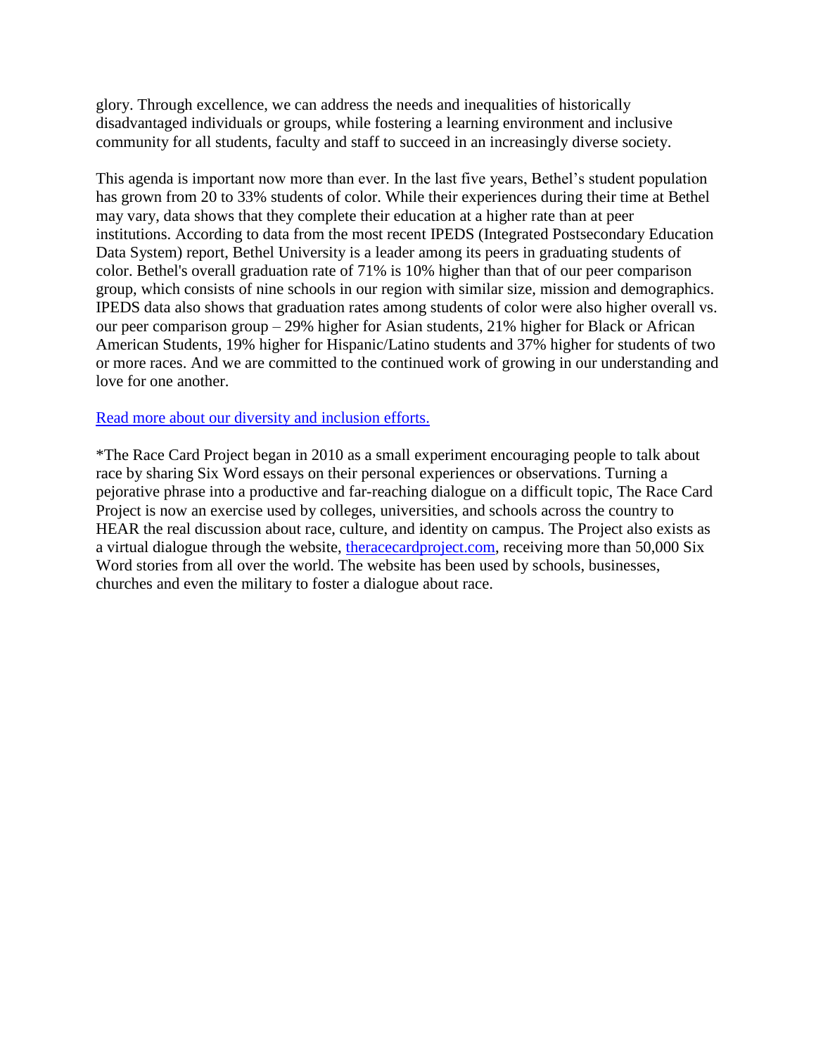glory. Through excellence, we can address the needs and inequalities of historically disadvantaged individuals or groups, while fostering a learning environment and inclusive community for all students, faculty and staff to succeed in an increasingly diverse society.

This agenda is important now more than ever. In the last five years, Bethel's student population has grown from 20 to 33% students of color. While their experiences during their time at Bethel may vary, data shows that they complete their education at a higher rate than at peer institutions. According to data from the most recent IPEDS (Integrated Postsecondary Education Data System) report, Bethel University is a leader among its peers in graduating students of color. Bethel's overall graduation rate of 71% is 10% higher than that of our peer comparison group, which consists of nine schools in our region with similar size, mission and demographics. IPEDS data also shows that graduation rates among students of color were also higher overall vs. our peer comparison group – 29% higher for Asian students, 21% higher for Black or African American Students, 19% higher for Hispanic/Latino students and 37% higher for students of two or more races. And we are committed to the continued work of growing in our understanding and love for one another.

[Read more about our diversity and inclusion efforts.]

*The Race Card Project began in 2010 as a small experiment encouraging people to talk about race by sharing Six Word essays on their personal experiences or observations. Turning a pejorative phrase into a productive and far-reaching dialogue on a difficult topic, The Race Card Project is now an exercise used by colleges, universities, and schools across the country to HEAR the real discussion about race, culture, and identity on campus. The Project also exists as a virtual dialogue through the website, theracecardproject.com, receiving more than 50,000 Six Word stories from all over the world. The website has been used by schools, businesses, churches and even the military to foster a dialogue about race.